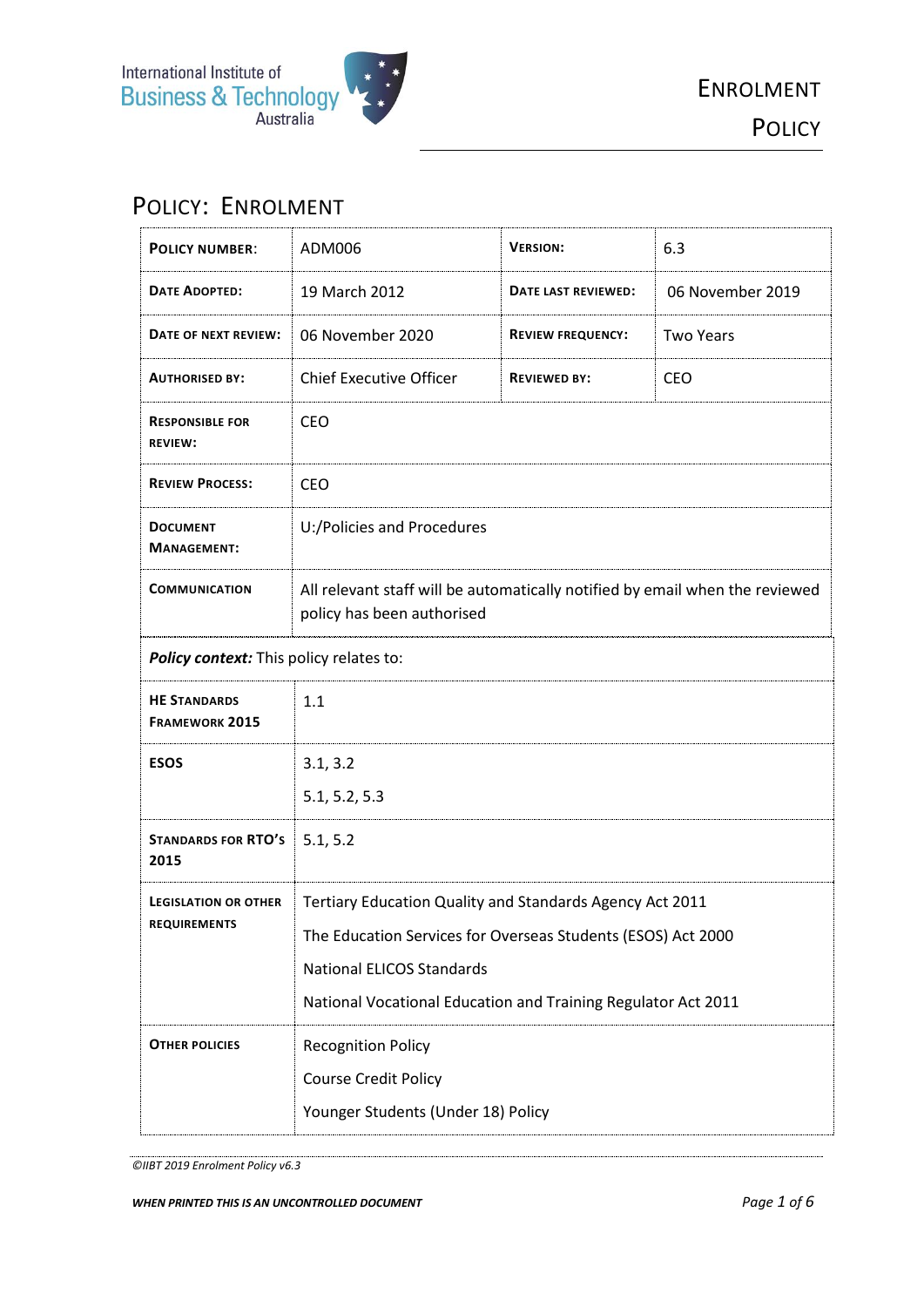# Policy: Enrolment

| **Policy number:** | ADM006 | **Version:** | 6.3 |
|---|---|---|---|
| **Date Adopted:** | 19 March 2012 | **Date last reviewed:** | 06 November 2019 |
| **Date of next review:** | 06 November 2020 | **Review frequency:** | Two Years |
| **Authorised by:** | Chief Executive Officer | **Reviewed by:** | CEO |
| **Responsible for review:** | CEO | | |
| **Review Process:** | CEO | | |
| **Document Management:** | U:/Policies and Procedures | | |
| **Communication** | All relevant staff will be automatically notified by email when the reviewed policy has been authorised | | |
| ***Policy context:*** This policy relates to: | | | |
| **HE Standards Framework 2015** | 1.1 | | |
| **ESOS** | 3.1, 3.2<br>5.1, 5.2, 5.3 | | |
| **Standards for RTO's 2015** | 5.1, 5.2 | | |
| **Legislation or other requirements** | Tertiary Education Quality and Standards Agency Act 2011<br>The Education Services for Overseas Students (ESOS) Act 2000<br>National ELICOS Standards<br>National Vocational Education and Training Regulator Act 2011 | | |
| **Other policies** | Recognition Policy<br>Course Credit Policy<br>Younger Students (Under 18) Policy | | |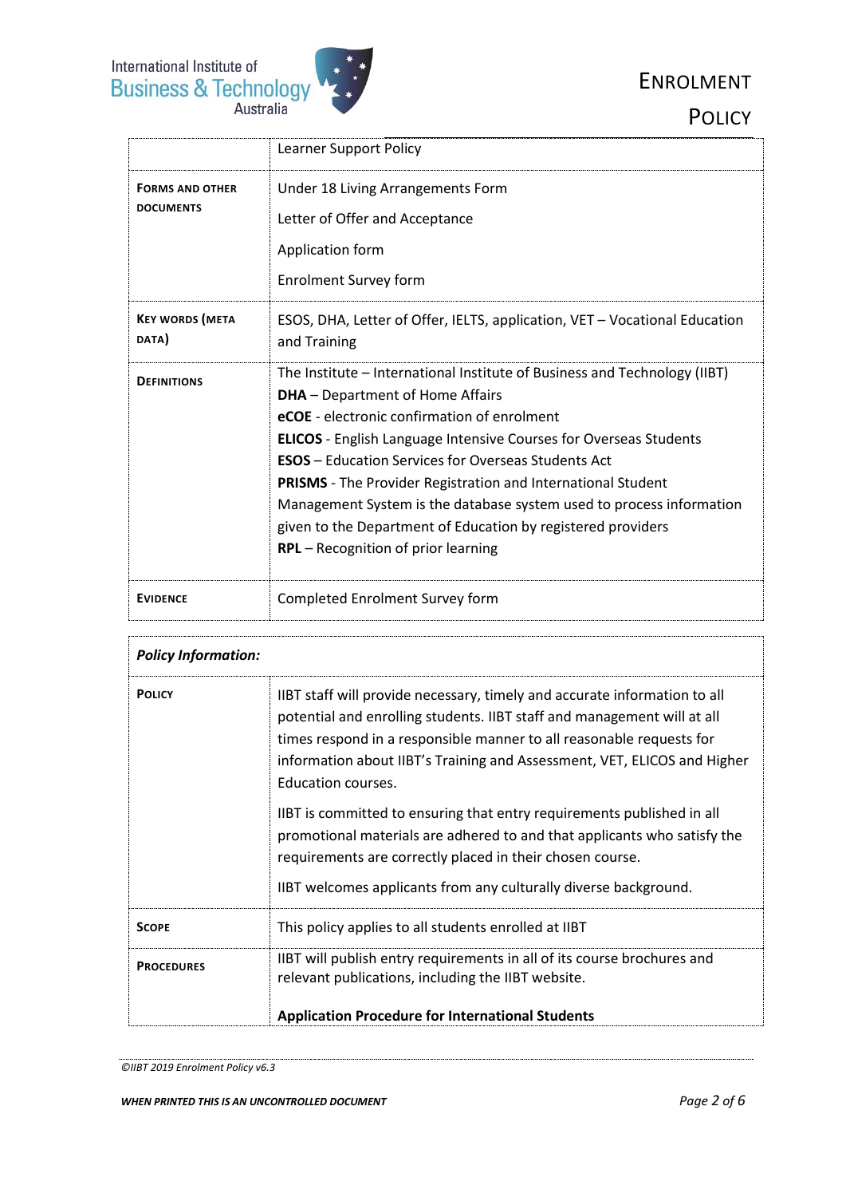| | |
|---|---|
| | Learner Support Policy |
| **FORMS AND OTHER DOCUMENTS** | Under 18 Living Arrangements Form<br><br>Letter of Offer and Acceptance<br><br>Application form<br><br>Enrolment Survey form |
| **KEY WORDS (META DATA)** | ESOS, DHA, Letter of Offer, IELTS, application, VET – Vocational Education and Training |
| **DEFINITIONS** | The Institute – International Institute of Business and Technology (IIBT)<br>**DHA** – Department of Home Affairs<br>**eCOE** - electronic confirmation of enrolment<br>**ELICOS** - English Language Intensive Courses for Overseas Students<br>**ESOS** – Education Services for Overseas Students Act<br>**PRISMS** - The Provider Registration and International Student Management System is the database system used to process information given to the Department of Education by registered providers<br>**RPL** – Recognition of prior learning |
| **EVIDENCE** | Completed Enrolment Survey form |

| ***Policy Information:*** | |
|---|---|
| **POLICY** | IIBT staff will provide necessary, timely and accurate information to all potential and enrolling students. IIBT staff and management will at all times respond in a responsible manner to all reasonable requests for information about IIBT's Training and Assessment, VET, ELICOS and Higher Education courses.<br><br>IIBT is committed to ensuring that entry requirements published in all promotional materials are adhered to and that applicants who satisfy the requirements are correctly placed in their chosen course.<br><br>IIBT welcomes applicants from any culturally diverse background. |
| **SCOPE** | This policy applies to all students enrolled at IIBT |
| **PROCEDURES** | IIBT will publish entry requirements in all of its course brochures and relevant publications, including the IIBT website.<br><br>**Application Procedure for International Students** |

*©IIBT 2019 Enrolment Policy v6.3*

***WHEN PRINTED THIS IS AN UNCONTROLLED DOCUMENT***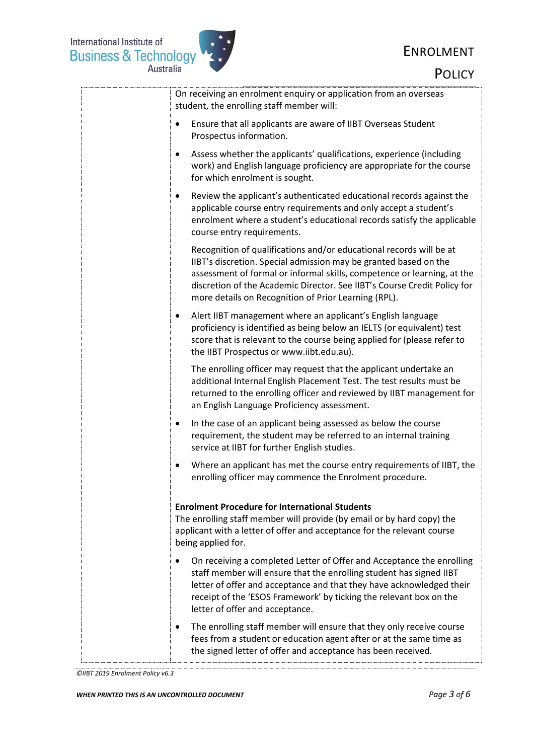On receiving an enrolment enquiry or application from an overseas student, the enrolling staff member will:

- Ensure that all applicants are aware of IIBT Overseas Student Prospectus information.
- Assess whether the applicants' qualifications, experience (including work) and English language proficiency are appropriate for the course for which enrolment is sought.
- Review the applicant's authenticated educational records against the applicable course entry requirements and only accept a student's enrolment where a student's educational records satisfy the applicable course entry requirements.

  Recognition of qualifications and/or educational records will be at IIBT's discretion. Special admission may be granted based on the assessment of formal or informal skills, competence or learning, at the discretion of the Academic Director. See IIBT's Course Credit Policy for more details on Recognition of Prior Learning (RPL).
- Alert IIBT management where an applicant's English language proficiency is identified as being below an IELTS (or equivalent) test score that is relevant to the course being applied for (please refer to the IIBT Prospectus or www.iibt.edu.au).

  The enrolling officer may request that the applicant undertake an additional Internal English Placement Test. The test results must be returned to the enrolling officer and reviewed by IIBT management for an English Language Proficiency assessment.
- In the case of an applicant being assessed as below the course requirement, the student may be referred to an internal training service at IIBT for further English studies.
- Where an applicant has met the course entry requirements of IIBT, the enrolling officer may commence the Enrolment procedure.

**Enrolment Procedure for International Students**

The enrolling staff member will provide (by email or by hard copy) the applicant with a letter of offer and acceptance for the relevant course being applied for.

- On receiving a completed Letter of Offer and Acceptance the enrolling staff member will ensure that the enrolling student has signed IIBT letter of offer and acceptance and that they have acknowledged their receipt of the 'ESOS Framework' by ticking the relevant box on the letter of offer and acceptance.
- The enrolling staff member will ensure that they only receive course fees from a student or education agent after or at the same time as the signed letter of offer and acceptance has been received.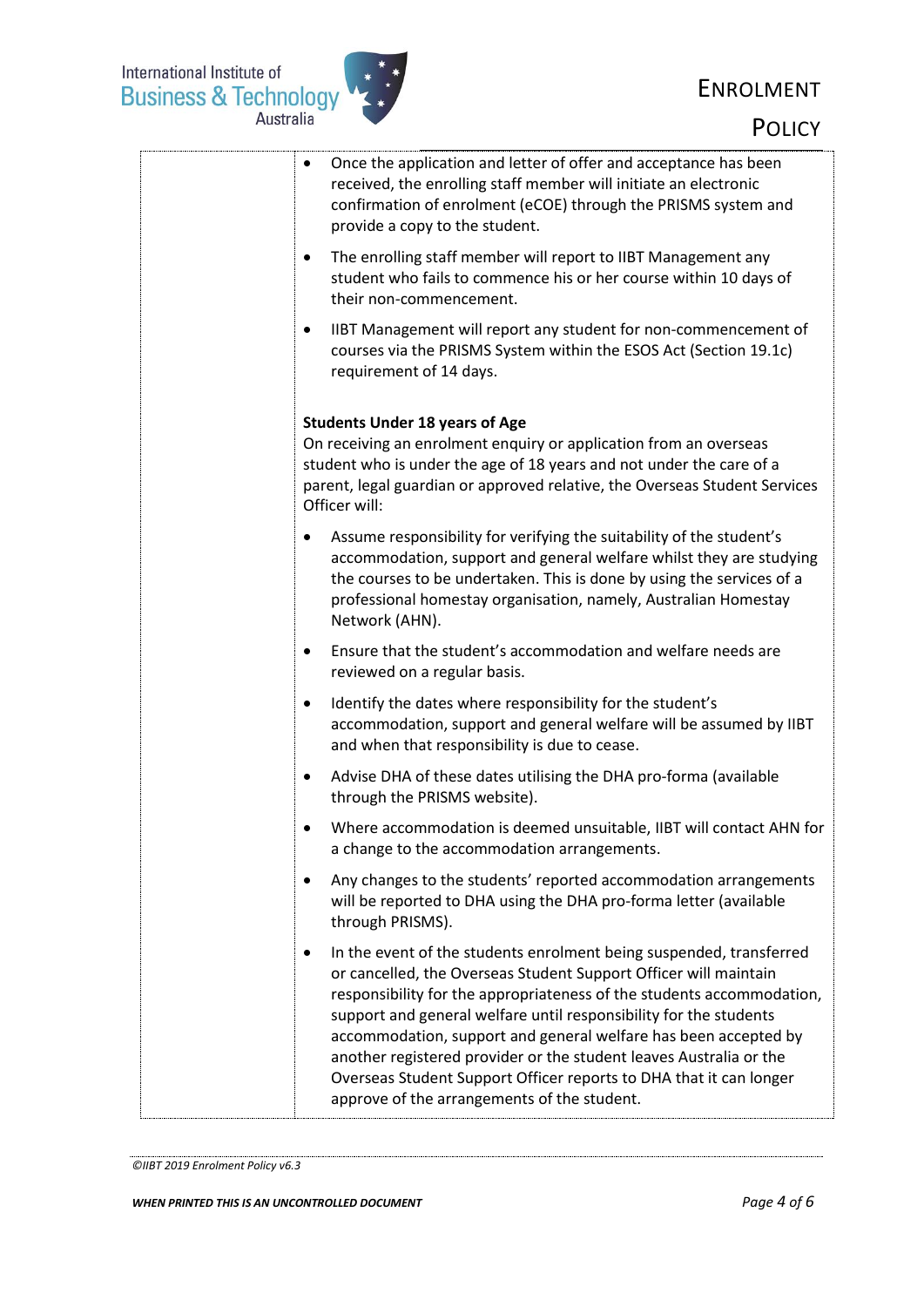- Once the application and letter of offer and acceptance has been received, the enrolling staff member will initiate an electronic confirmation of enrolment (eCOE) through the PRISMS system and provide a copy to the student.
- The enrolling staff member will report to IIBT Management any student who fails to commence his or her course within 10 days of their non-commencement.
- IIBT Management will report any student for non-commencement of courses via the PRISMS System within the ESOS Act (Section 19.1c) requirement of 14 days.

**Students Under 18 years of Age**

On receiving an enrolment enquiry or application from an overseas student who is under the age of 18 years and not under the care of a parent, legal guardian or approved relative, the Overseas Student Services Officer will:

- Assume responsibility for verifying the suitability of the student's accommodation, support and general welfare whilst they are studying the courses to be undertaken. This is done by using the services of a professional homestay organisation, namely, Australian Homestay Network (AHN).
- Ensure that the student's accommodation and welfare needs are reviewed on a regular basis.
- Identify the dates where responsibility for the student's accommodation, support and general welfare will be assumed by IIBT and when that responsibility is due to cease.
- Advise DHA of these dates utilising the DHA pro-forma (available through the PRISMS website).
- Where accommodation is deemed unsuitable, IIBT will contact AHN for a change to the accommodation arrangements.
- Any changes to the students' reported accommodation arrangements will be reported to DHA using the DHA pro-forma letter (available through PRISMS).
- In the event of the students enrolment being suspended, transferred or cancelled, the Overseas Student Support Officer will maintain responsibility for the appropriateness of the students accommodation, support and general welfare until responsibility for the students accommodation, support and general welfare has been accepted by another registered provider or the student leaves Australia or the Overseas Student Support Officer reports to DHA that it can longer approve of the arrangements of the student.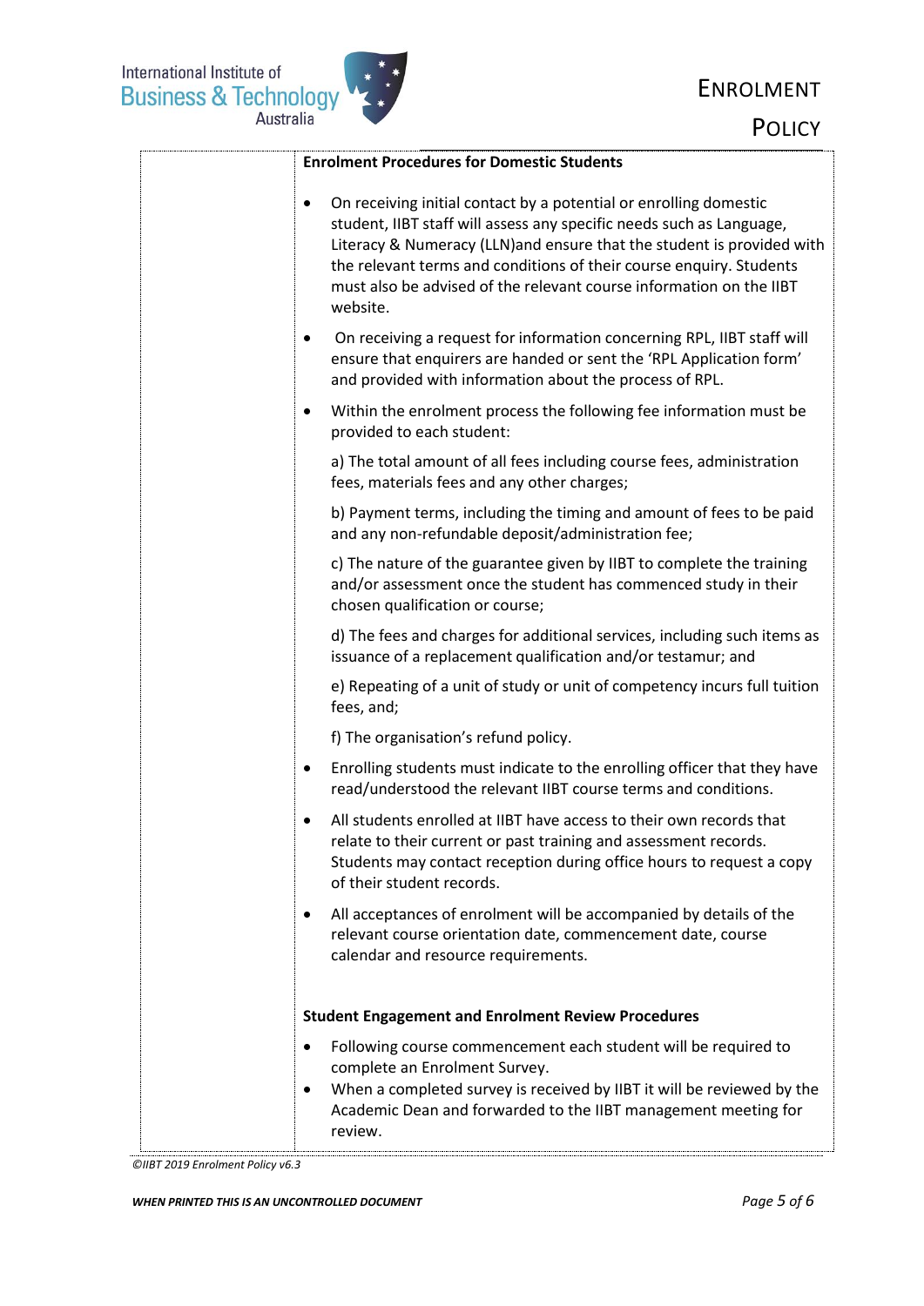**Enrolment Procedures for Domestic Students**

- On receiving initial contact by a potential or enrolling domestic student, IIBT staff will assess any specific needs such as Language, Literacy & Numeracy (LLN)and ensure that the student is provided with the relevant terms and conditions of their course enquiry. Students must also be advised of the relevant course information on the IIBT website.
- On receiving a request for information concerning RPL, IIBT staff will ensure that enquirers are handed or sent the 'RPL Application form' and provided with information about the process of RPL.
- Within the enrolment process the following fee information must be provided to each student:

  a) The total amount of all fees including course fees, administration fees, materials fees and any other charges;

  b) Payment terms, including the timing and amount of fees to be paid and any non-refundable deposit/administration fee;

  c) The nature of the guarantee given by IIBT to complete the training and/or assessment once the student has commenced study in their chosen qualification or course;

  d) The fees and charges for additional services, including such items as issuance of a replacement qualification and/or testamur; and

  e) Repeating of a unit of study or unit of competency incurs full tuition fees, and;

  f) The organisation's refund policy.
- Enrolling students must indicate to the enrolling officer that they have read/understood the relevant IIBT course terms and conditions.
- All students enrolled at IIBT have access to their own records that relate to their current or past training and assessment records. Students may contact reception during office hours to request a copy of their student records.
- All acceptances of enrolment will be accompanied by details of the relevant course orientation date, commencement date, course calendar and resource requirements.

**Student Engagement and Enrolment Review Procedures**

- Following course commencement each student will be required to complete an Enrolment Survey.
- When a completed survey is received by IIBT it will be reviewed by the Academic Dean and forwarded to the IIBT management meeting for review.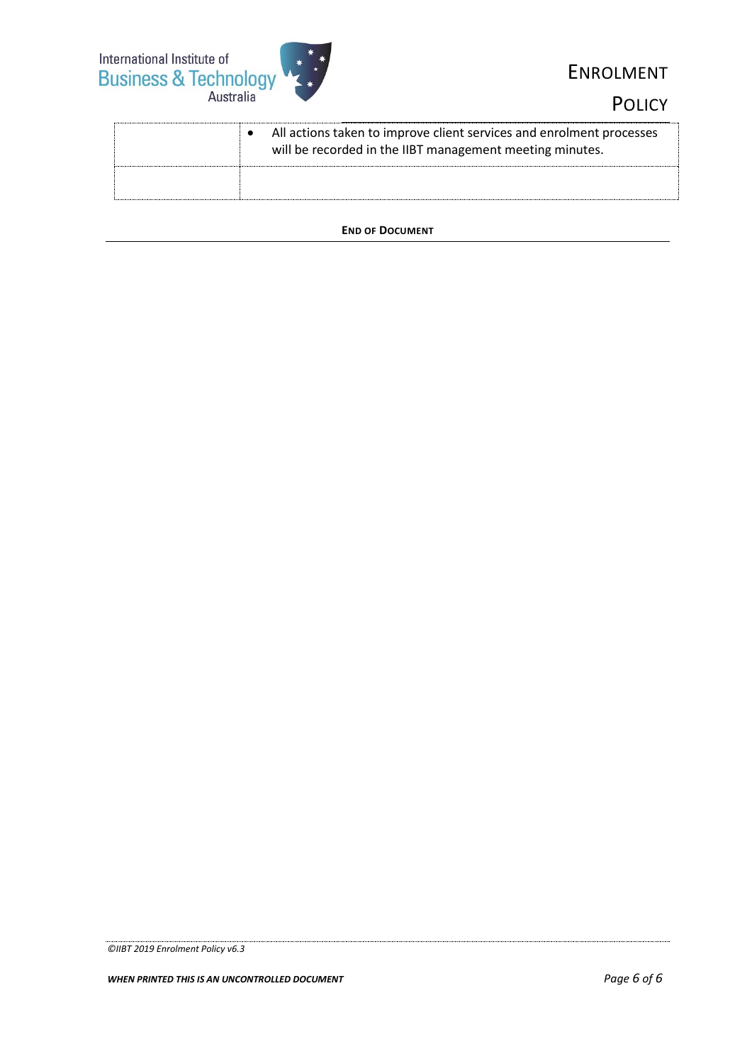| | |
|---|---|
| | • All actions taken to improve client services and enrolment processes will be recorded in the IIBT management meeting minutes. |
| | |

**END OF DOCUMENT**